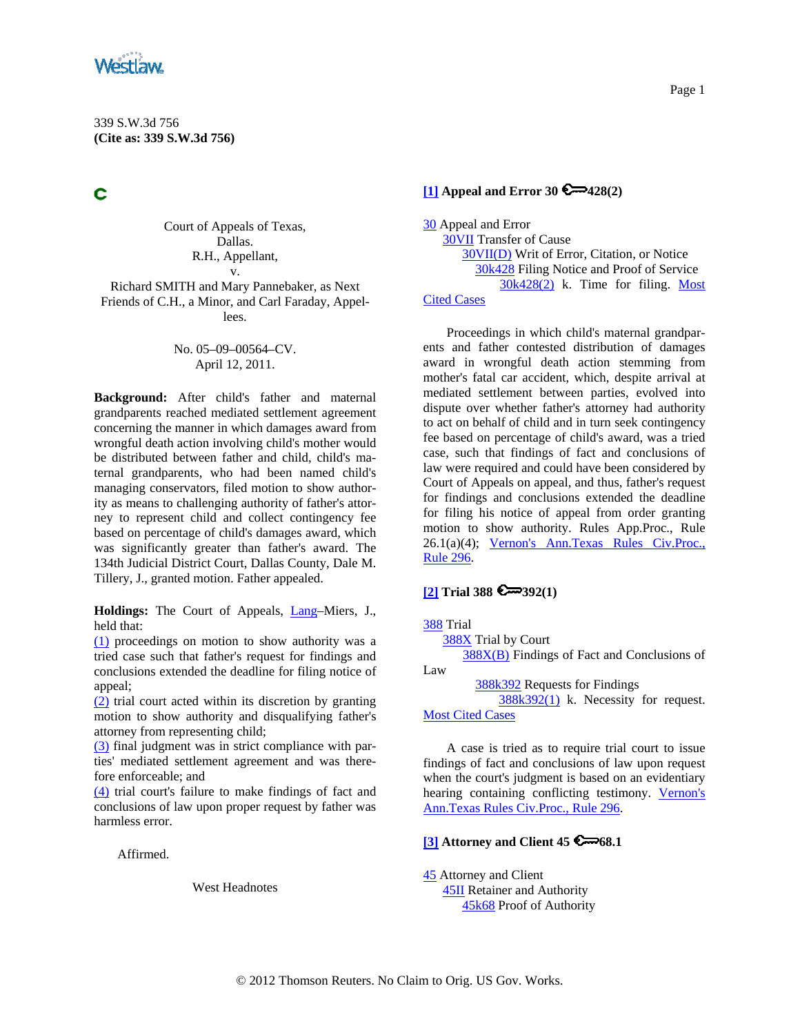339 S.W.3d 756
**(Cite as: 339 S.W.3d 756)**

Court of Appeals of Texas,
Dallas.
R.H., Appellant,
v.
Richard SMITH and Mary Pannebaker, as Next Friends of C.H., a Minor, and Carl Faraday, Appellees.

No. 05–09–00564–CV.
April 12, 2011.

**Background:** After child's father and maternal grandparents reached mediated settlement agreement concerning the manner in which damages award from wrongful death action involving child's mother would be distributed between father and child, child's maternal grandparents, who had been named child's managing conservators, filed motion to show authority as means to challenging authority of father's attorney to represent child and collect contingency fee based on percentage of child's damages award, which was significantly greater than father's award. The 134th Judicial District Court, Dallas County, Dale M. Tillery, J., granted motion. Father appealed.

**Holdings:** The Court of Appeals, Lang–Miers, J., held that:
(1) proceedings on motion to show authority was a tried case such that father's request for findings and conclusions extended the deadline for filing notice of appeal;
(2) trial court acted within its discretion by granting motion to show authority and disqualifying father's attorney from representing child;
(3) final judgment was in strict compliance with parties' mediated settlement agreement and was therefore enforceable; and
(4) trial court's failure to make findings of fact and conclusions of law upon proper request by father was harmless error.

Affirmed.

West Headnotes

**[1] Appeal and Error 30 ⚷428(2)**

30 Appeal and Error
30VII Transfer of Cause
30VII(D) Writ of Error, Citation, or Notice
30k428 Filing Notice and Proof of Service
30k428(2) k. Time for filing. Most Cited Cases

Proceedings in which child's maternal grandparents and father contested distribution of damages award in wrongful death action stemming from mother's fatal car accident, which, despite arrival at mediated settlement between parties, evolved into dispute over whether father's attorney had authority to act on behalf of child and in turn seek contingency fee based on percentage of child's award, was a tried case, such that findings of fact and conclusions of law were required and could have been considered by Court of Appeals on appeal, and thus, father's request for findings and conclusions extended the deadline for filing his notice of appeal from order granting motion to show authority. Rules App.Proc., Rule 26.1(a)(4); Vernon's Ann.Texas Rules Civ.Proc., Rule 296.

**[2] Trial 388 ⚷392(1)**

388 Trial
388X Trial by Court
388X(B) Findings of Fact and Conclusions of Law
388k392 Requests for Findings
388k392(1) k. Necessity for request. Most Cited Cases

A case is tried as to require trial court to issue findings of fact and conclusions of law upon request when the court's judgment is based on an evidentiary hearing containing conflicting testimony. Vernon's Ann.Texas Rules Civ.Proc., Rule 296.

**[3] Attorney and Client 45 ⚷68.1**

45 Attorney and Client
45II Retainer and Authority
45k68 Proof of Authority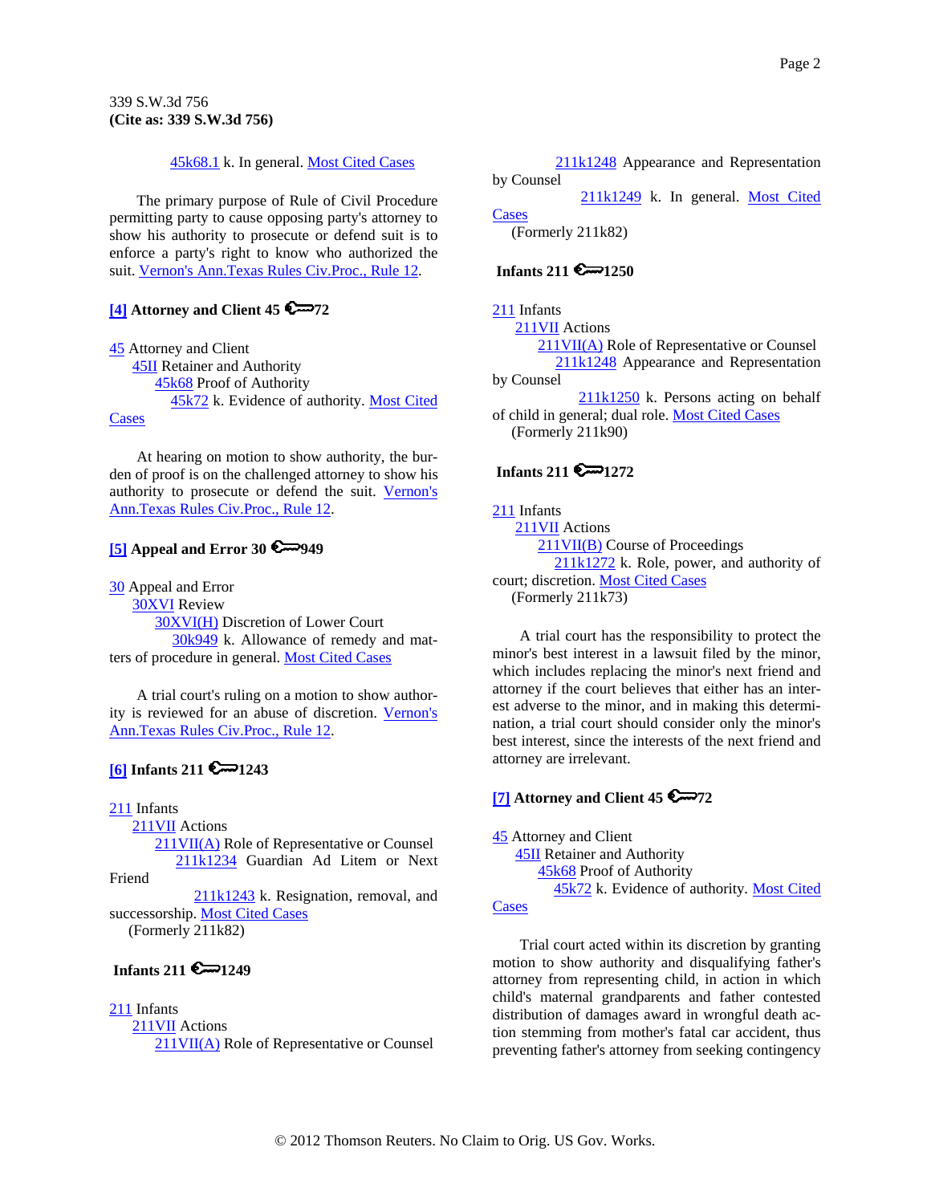45k68.1 k. In general. Most Cited Cases

The primary purpose of Rule of Civil Procedure permitting party to cause opposing party's attorney to show his authority to prosecute or defend suit is to enforce a party's right to know who authorized the suit. Vernon's Ann.Texas Rules Civ.Proc., Rule 12.

**[4] Attorney and Client 45 ⚷72**

45 Attorney and Client
  45II Retainer and Authority
    45k68 Proof of Authority
      45k72 k. Evidence of authority. Most Cited Cases

At hearing on motion to show authority, the burden of proof is on the challenged attorney to show his authority to prosecute or defend the suit. Vernon's Ann.Texas Rules Civ.Proc., Rule 12.

**[5] Appeal and Error 30 ⚷949**

30 Appeal and Error
  30XVI Review
    30XVI(H) Discretion of Lower Court
      30k949 k. Allowance of remedy and matters of procedure in general. Most Cited Cases

A trial court's ruling on a motion to show authority is reviewed for an abuse of discretion. Vernon's Ann.Texas Rules Civ.Proc., Rule 12.

**[6] Infants 211 ⚷1243**

211 Infants
  211VII Actions
    211VII(A) Role of Representative or Counsel
      211k1234 Guardian Ad Litem or Next Friend
        211k1243 k. Resignation, removal, and successorship. Most Cited Cases
  (Formerly 211k82)

**Infants 211 ⚷1249**

211 Infants
  211VII Actions
    211VII(A) Role of Representative or Counsel
      211k1248 Appearance and Representation by Counsel
        211k1249 k. In general. Most Cited Cases
  (Formerly 211k82)

**Infants 211 ⚷1250**

211 Infants
  211VII Actions
    211VII(A) Role of Representative or Counsel
      211k1248 Appearance and Representation by Counsel
        211k1250 k. Persons acting on behalf of child in general; dual role. Most Cited Cases
  (Formerly 211k90)

**Infants 211 ⚷1272**

211 Infants
  211VII Actions
    211VII(B) Course of Proceedings
      211k1272 k. Role, power, and authority of court; discretion. Most Cited Cases
  (Formerly 211k73)

A trial court has the responsibility to protect the minor's best interest in a lawsuit filed by the minor, which includes replacing the minor's next friend and attorney if the court believes that either has an interest adverse to the minor, and in making this determination, a trial court should consider only the minor's best interest, since the interests of the next friend and attorney are irrelevant.

**[7] Attorney and Client 45 ⚷72**

45 Attorney and Client
  45II Retainer and Authority
    45k68 Proof of Authority
      45k72 k. Evidence of authority. Most Cited Cases

Trial court acted within its discretion by granting motion to show authority and disqualifying father's attorney from representing child, in action in which child's maternal grandparents and father contested distribution of damages award in wrongful death action stemming from mother's fatal car accident, thus preventing father's attorney from seeking contingency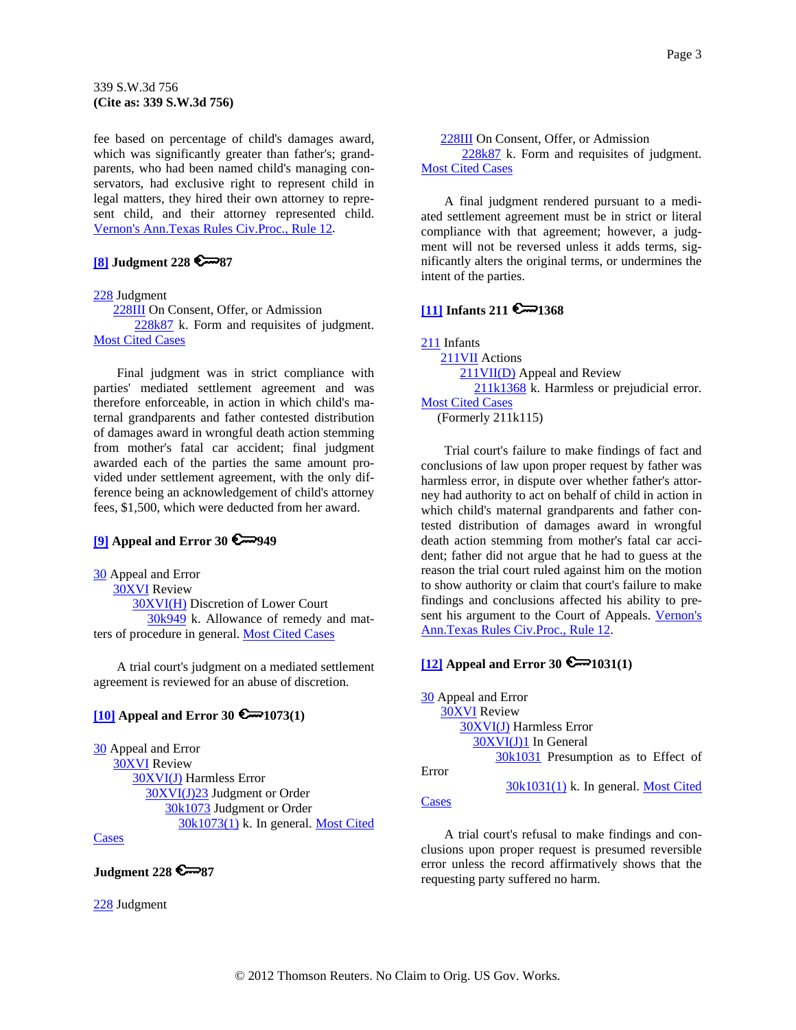fee based on percentage of child's damages award, which was significantly greater than father's; grandparents, who had been named child's managing conservators, had exclusive right to represent child in legal matters, they hired their own attorney to represent child, and their attorney represented child. Vernon's Ann.Texas Rules Civ.Proc., Rule 12.

**[8] Judgment 228 ⚷87**

228 Judgment
228III On Consent, Offer, or Admission
228k87 k. Form and requisites of judgment. Most Cited Cases

Final judgment was in strict compliance with parties' mediated settlement agreement and was therefore enforceable, in action in which child's maternal grandparents and father contested distribution of damages award in wrongful death action stemming from mother's fatal car accident; final judgment awarded each of the parties the same amount provided under settlement agreement, with the only difference being an acknowledgement of child's attorney fees, $1,500, which were deducted from her award.

**[9] Appeal and Error 30 ⚷949**

30 Appeal and Error
30XVI Review
30XVI(H) Discretion of Lower Court
30k949 k. Allowance of remedy and matters of procedure in general. Most Cited Cases

A trial court's judgment on a mediated settlement agreement is reviewed for an abuse of discretion.

**[10] Appeal and Error 30 ⚷1073(1)**

30 Appeal and Error
30XVI Review
30XVI(J) Harmless Error
30XVI(J)23 Judgment or Order
30k1073 Judgment or Order
30k1073(1) k. In general. Most Cited Cases

**Judgment 228 ⚷87**

228 Judgment
228III On Consent, Offer, or Admission
228k87 k. Form and requisites of judgment. Most Cited Cases

A final judgment rendered pursuant to a mediated settlement agreement must be in strict or literal compliance with that agreement; however, a judgment will not be reversed unless it adds terms, significantly alters the original terms, or undermines the intent of the parties.

**[11] Infants 211 ⚷1368**

211 Infants
211VII Actions
211VII(D) Appeal and Review
211k1368 k. Harmless or prejudicial error. Most Cited Cases
(Formerly 211k115)

Trial court's failure to make findings of fact and conclusions of law upon proper request by father was harmless error, in dispute over whether father's attorney had authority to act on behalf of child in action in which child's maternal grandparents and father contested distribution of damages award in wrongful death action stemming from mother's fatal car accident; father did not argue that he had to guess at the reason the trial court ruled against him on the motion to show authority or claim that court's failure to make findings and conclusions affected his ability to present his argument to the Court of Appeals. Vernon's Ann.Texas Rules Civ.Proc., Rule 12.

**[12] Appeal and Error 30 ⚷1031(1)**

30 Appeal and Error
30XVI Review
30XVI(J) Harmless Error
30XVI(J)1 In General
30k1031 Presumption as to Effect of Error
30k1031(1) k. In general. Most Cited Cases

A trial court's refusal to make findings and conclusions upon proper request is presumed reversible error unless the record affirmatively shows that the requesting party suffered no harm.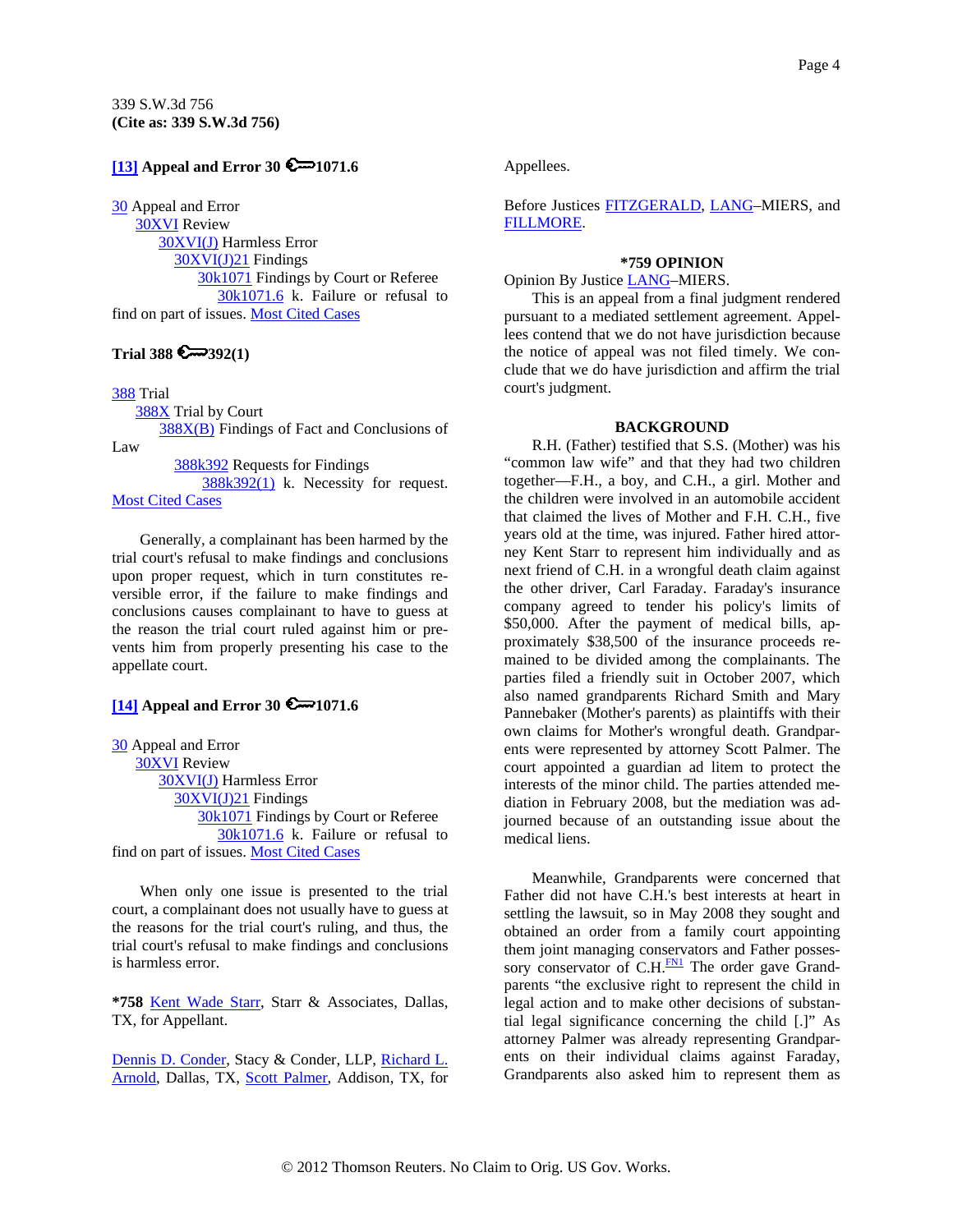339 S.W.3d 756
**(Cite as: 339 S.W.3d 756)**

**[13] Appeal and Error 30 ⚷1071.6**

30 Appeal and Error
30XVI Review
30XVI(J) Harmless Error
30XVI(J)21 Findings
30k1071 Findings by Court or Referee
30k1071.6 k. Failure or refusal to find on part of issues. Most Cited Cases

**Trial 388 ⚷392(1)**

388 Trial
388X Trial by Court
388X(B) Findings of Fact and Conclusions of Law
388k392 Requests for Findings
388k392(1) k. Necessity for request. Most Cited Cases

Generally, a complainant has been harmed by the trial court's refusal to make findings and conclusions upon proper request, which in turn constitutes reversible error, if the failure to make findings and conclusions causes complainant to have to guess at the reason the trial court ruled against him or prevents him from properly presenting his case to the appellate court.

**[14] Appeal and Error 30 ⚷1071.6**

30 Appeal and Error
30XVI Review
30XVI(J) Harmless Error
30XVI(J)21 Findings
30k1071 Findings by Court or Referee
30k1071.6 k. Failure or refusal to find on part of issues. Most Cited Cases

When only one issue is presented to the trial court, a complainant does not usually have to guess at the reasons for the trial court's ruling, and thus, the trial court's refusal to make findings and conclusions is harmless error.

**\*758** Kent Wade Starr, Starr & Associates, Dallas, TX, for Appellant.

Dennis D. Conder, Stacy & Conder, LLP, Richard L. Arnold, Dallas, TX, Scott Palmer, Addison, TX, for Appellees.

Before Justices FITZGERALD, LANG–MIERS, and FILLMORE.

**\*759 OPINION**

Opinion By Justice LANG–MIERS.

This is an appeal from a final judgment rendered pursuant to a mediated settlement agreement. Appellees contend that we do not have jurisdiction because the notice of appeal was not filed timely. We conclude that we do have jurisdiction and affirm the trial court's judgment.

**BACKGROUND**

R.H. (Father) testified that S.S. (Mother) was his "common law wife" and that they had two children together—F.H., a boy, and C.H., a girl. Mother and the children were involved in an automobile accident that claimed the lives of Mother and F.H. C.H., five years old at the time, was injured. Father hired attorney Kent Starr to represent him individually and as next friend of C.H. in a wrongful death claim against the other driver, Carl Faraday. Faraday's insurance company agreed to tender his policy's limits of $50,000. After the payment of medical bills, approximately $38,500 of the insurance proceeds remained to be divided among the complainants. The parties filed a friendly suit in October 2007, which also named grandparents Richard Smith and Mary Pannebaker (Mother's parents) as plaintiffs with their own claims for Mother's wrongful death. Grandparents were represented by attorney Scott Palmer. The court appointed a guardian ad litem to protect the interests of the minor child. The parties attended mediation in February 2008, but the mediation was adjourned because of an outstanding issue about the medical liens.

Meanwhile, Grandparents were concerned that Father did not have C.H.'s best interests at heart in settling the lawsuit, so in May 2008 they sought and obtained an order from a family court appointing them joint managing conservators and Father possessory conservator of C.H.[FN1] The order gave Grandparents "the exclusive right to represent the child in legal action and to make other decisions of substantial legal significance concerning the child [.]" As attorney Palmer was already representing Grandparents on their individual claims against Faraday, Grandparents also asked him to represent them as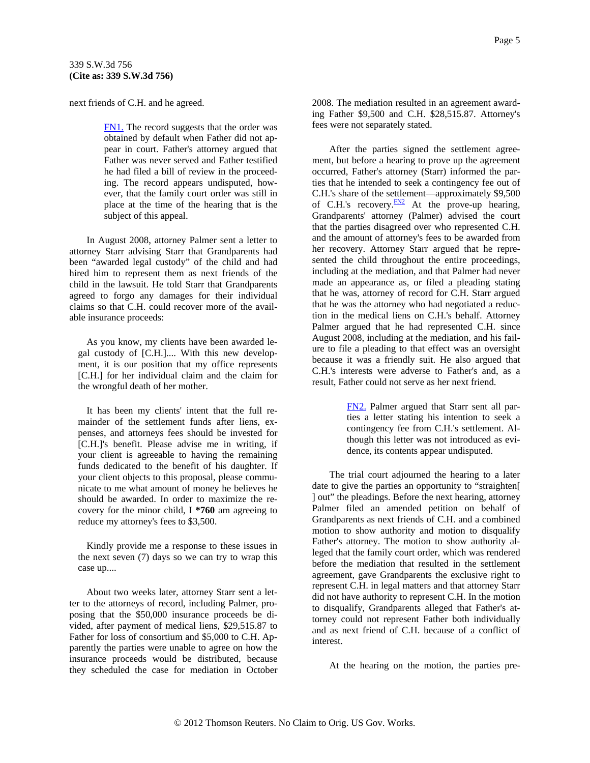next friends of C.H. and he agreed.

> FN1. The record suggests that the order was obtained by default when Father did not appear in court. Father's attorney argued that Father was never served and Father testified he had filed a bill of review in the proceeding. The record appears undisputed, however, that the family court order was still in place at the time of the hearing that is the subject of this appeal.

In August 2008, attorney Palmer sent a letter to attorney Starr advising Starr that Grandparents had been "awarded legal custody" of the child and had hired him to represent them as next friends of the child in the lawsuit. He told Starr that Grandparents agreed to forgo any damages for their individual claims so that C.H. could recover more of the available insurance proceeds:

> As you know, my clients have been awarded legal custody of [C.H.].... With this new development, it is our position that my office represents [C.H.] for her individual claim and the claim for the wrongful death of her mother.
>
> It has been my clients' intent that the full remainder of the settlement funds after liens, expenses, and attorneys fees should be invested for [C.H.]'s benefit. Please advise me in writing, if your client is agreeable to having the remaining funds dedicated to the benefit of his daughter. If your client objects to this proposal, please communicate to me what amount of money he believes he should be awarded. In order to maximize the recovery for the minor child, I **\*760** am agreeing to reduce my attorney's fees to $3,500.
>
> Kindly provide me a response to these issues in the next seven (7) days so we can try to wrap this case up....

About two weeks later, attorney Starr sent a letter to the attorneys of record, including Palmer, proposing that the $50,000 insurance proceeds be divided, after payment of medical liens, $29,515.87 to Father for loss of consortium and $5,000 to C.H. Apparently the parties were unable to agree on how the insurance proceeds would be distributed, because they scheduled the case for mediation in October 2008. The mediation resulted in an agreement awarding Father $9,500 and C.H. $28,515.87. Attorney's fees were not separately stated.

After the parties signed the settlement agreement, but before a hearing to prove up the agreement occurred, Father's attorney (Starr) informed the parties that he intended to seek a contingency fee out of C.H.'s share of the settlement—approximately $9,500 of C.H.'s recovery.[FN2] At the prove-up hearing, Grandparents' attorney (Palmer) advised the court that the parties disagreed over who represented C.H. and the amount of attorney's fees to be awarded from her recovery. Attorney Starr argued that he represented the child throughout the entire proceedings, including at the mediation, and that Palmer had never made an appearance as, or filed a pleading stating that he was, attorney of record for C.H. Starr argued that he was the attorney who had negotiated a reduction in the medical liens on C.H.'s behalf. Attorney Palmer argued that he had represented C.H. since August 2008, including at the mediation, and his failure to file a pleading to that effect was an oversight because it was a friendly suit. He also argued that C.H.'s interests were adverse to Father's and, as a result, Father could not serve as her next friend.

> FN2. Palmer argued that Starr sent all parties a letter stating his intention to seek a contingency fee from C.H.'s settlement. Although this letter was not introduced as evidence, its contents appear undisputed.

The trial court adjourned the hearing to a later date to give the parties an opportunity to "straighten[ ] out" the pleadings. Before the next hearing, attorney Palmer filed an amended petition on behalf of Grandparents as next friends of C.H. and a combined motion to show authority and motion to disqualify Father's attorney. The motion to show authority alleged that the family court order, which was rendered before the mediation that resulted in the settlement agreement, gave Grandparents the exclusive right to represent C.H. in legal matters and that attorney Starr did not have authority to represent C.H. In the motion to disqualify, Grandparents alleged that Father's attorney could not represent Father both individually and as next friend of C.H. because of a conflict of interest.

At the hearing on the motion, the parties pre-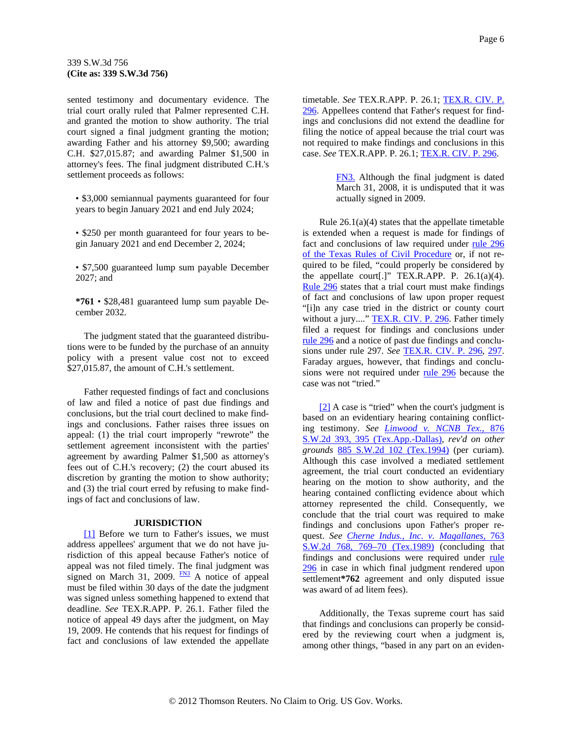sented testimony and documentary evidence. The trial court orally ruled that Palmer represented C.H. and granted the motion to show authority. The trial court signed a final judgment granting the motion; awarding Father and his attorney $9,500; awarding C.H. $27,015.87; and awarding Palmer $1,500 in attorney's fees. The final judgment distributed C.H.'s settlement proceeds as follows:

- $3,000 semiannual payments guaranteed for four years to begin January 2021 and end July 2024;
- $250 per month guaranteed for four years to begin January 2021 and end December 2, 2024;
- $7,500 guaranteed lump sum payable December 2027; and
- **\*761** $28,481 guaranteed lump sum payable December 2032.

The judgment stated that the guaranteed distributions were to be funded by the purchase of an annuity policy with a present value cost not to exceed $27,015.87, the amount of C.H.'s settlement.

Father requested findings of fact and conclusions of law and filed a notice of past due findings and conclusions, but the trial court declined to make findings and conclusions. Father raises three issues on appeal: (1) the trial court improperly "rewrote" the settlement agreement inconsistent with the parties' agreement by awarding Palmer $1,500 as attorney's fees out of C.H.'s recovery; (2) the court abused its discretion by granting the motion to show authority; and (3) the trial court erred by refusing to make findings of fact and conclusions of law.

## JURISDICTION

[1] Before we turn to Father's issues, we must address appellees' argument that we do not have jurisdiction of this appeal because Father's notice of appeal was not filed timely. The final judgment was signed on March 31, 2009. [FN3] A notice of appeal must be filed within 30 days of the date the judgment was signed unless something happened to extend that deadline. *See* TEX.R.APP. P. 26.1. Father filed the notice of appeal 49 days after the judgment, on May 19, 2009. He contends that his request for findings of fact and conclusions of law extended the appellate timetable. *See* TEX.R.APP. P. 26.1; TEX.R. CIV. P. 296. Appellees contend that Father's request for findings and conclusions did not extend the deadline for filing the notice of appeal because the trial court was not required to make findings and conclusions in this case. *See* TEX.R.APP. P. 26.1; TEX.R. CIV. P. 296.

> FN3. Although the final judgment is dated March 31, 2008, it is undisputed that it was actually signed in 2009.

Rule 26.1(a)(4) states that the appellate timetable is extended when a request is made for findings of fact and conclusions of law required under rule 296 of the Texas Rules of Civil Procedure or, if not required to be filed, "could properly be considered by the appellate court[.]" TEX.R.APP. P. 26.1(a)(4). Rule 296 states that a trial court must make findings of fact and conclusions of law upon proper request "[i]n any case tried in the district or county court without a jury...." TEX.R. CIV. P. 296. Father timely filed a request for findings and conclusions under rule 296 and a notice of past due findings and conclusions under rule 297. *See* TEX.R. CIV. P. 296, 297. Faraday argues, however, that findings and conclusions were not required under rule 296 because the case was not "tried."

[2] A case is "tried" when the court's judgment is based on an evidentiary hearing containing conflicting testimony. *See Linwood v. NCNB Tex.,* 876 S.W.2d 393, 395 (Tex.App.-Dallas), *rev'd on other grounds* 885 S.W.2d 102 (Tex.1994) (per curiam). Although this case involved a mediated settlement agreement, the trial court conducted an evidentiary hearing on the motion to show authority, and the hearing contained conflicting evidence about which attorney represented the child. Consequently, we conclude that the trial court was required to make findings and conclusions upon Father's proper request. *See Cherne Indus., Inc. v. Magallanes,* 763 S.W.2d 768, 769–70 (Tex.1989) (concluding that findings and conclusions were required under rule 296 in case in which final judgment rendered upon settlement**\*762** agreement and only disputed issue was award of ad litem fees).

Additionally, the Texas supreme court has said that findings and conclusions can properly be considered by the reviewing court when a judgment is, among other things, "based in any part on an eviden-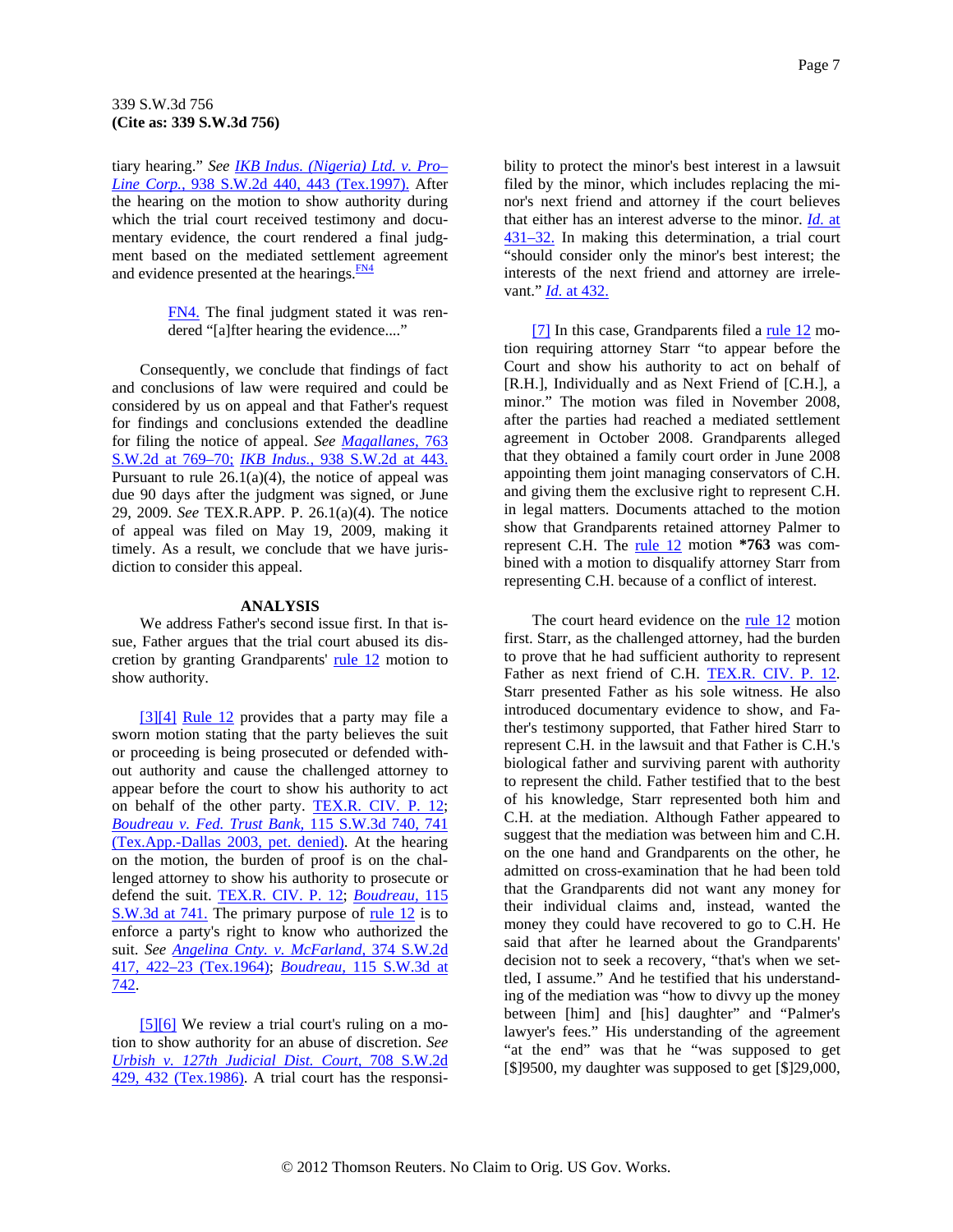tiary hearing." *See IKB Indus. (Nigeria) Ltd. v. Pro–Line Corp.,* 938 S.W.2d 440, 443 (Tex.1997). After the hearing on the motion to show authority during which the trial court received testimony and documentary evidence, the court rendered a final judgment based on the mediated settlement agreement and evidence presented at the hearings.[FN4]

> FN4. The final judgment stated it was rendered "[a]fter hearing the evidence...."

Consequently, we conclude that findings of fact and conclusions of law were required and could be considered by us on appeal and that Father's request for findings and conclusions extended the deadline for filing the notice of appeal. *See Magallanes,* 763 S.W.2d at 769–70; *IKB Indus.,* 938 S.W.2d at 443. Pursuant to rule 26.1(a)(4), the notice of appeal was due 90 days after the judgment was signed, or June 29, 2009. *See* TEX.R.APP. P. 26.1(a)(4). The notice of appeal was filed on May 19, 2009, making it timely. As a result, we conclude that we have jurisdiction to consider this appeal.

## ANALYSIS

We address Father's second issue first. In that issue, Father argues that the trial court abused its discretion by granting Grandparents' rule 12 motion to show authority.

[3][4] Rule 12 provides that a party may file a sworn motion stating that the party believes the suit or proceeding is being prosecuted or defended without authority and cause the challenged attorney to appear before the court to show his authority to act on behalf of the other party. TEX.R. CIV. P. 12; *Boudreau v. Fed. Trust Bank,* 115 S.W.3d 740, 741 (Tex.App.-Dallas 2003, pet. denied). At the hearing on the motion, the burden of proof is on the challenged attorney to show his authority to prosecute or defend the suit. TEX.R. CIV. P. 12; *Boudreau,* 115 S.W.3d at 741. The primary purpose of rule 12 is to enforce a party's right to know who authorized the suit. *See Angelina Cnty. v. McFarland,* 374 S.W.2d 417, 422–23 (Tex.1964); *Boudreau,* 115 S.W.3d at 742.

[5][6] We review a trial court's ruling on a motion to show authority for an abuse of discretion. *See Urbish v. 127th Judicial Dist. Court,* 708 S.W.2d 429, 432 (Tex.1986). A trial court has the responsibility to protect the minor's best interest in a lawsuit filed by the minor, which includes replacing the minor's next friend and attorney if the court believes that either has an interest adverse to the minor. *Id.* at 431–32. In making this determination, a trial court "should consider only the minor's best interest; the interests of the next friend and attorney are irrelevant." *Id.* at 432.

[7] In this case, Grandparents filed a rule 12 motion requiring attorney Starr "to appear before the Court and show his authority to act on behalf of [R.H.], Individually and as Next Friend of [C.H.], a minor." The motion was filed in November 2008, after the parties had reached a mediated settlement agreement in October 2008. Grandparents alleged that they obtained a family court order in June 2008 appointing them joint managing conservators of C.H. and giving them the exclusive right to represent C.H. in legal matters. Documents attached to the motion show that Grandparents retained attorney Palmer to represent C.H. The rule 12 motion **\*763** was combined with a motion to disqualify attorney Starr from representing C.H. because of a conflict of interest.

The court heard evidence on the rule 12 motion first. Starr, as the challenged attorney, had the burden to prove that he had sufficient authority to represent Father as next friend of C.H. TEX.R. CIV. P. 12. Starr presented Father as his sole witness. He also introduced documentary evidence to show, and Father's testimony supported, that Father hired Starr to represent C.H. in the lawsuit and that Father is C.H.'s biological father and surviving parent with authority to represent the child. Father testified that to the best of his knowledge, Starr represented both him and C.H. at the mediation. Although Father appeared to suggest that the mediation was between him and C.H. on the one hand and Grandparents on the other, he admitted on cross-examination that he had been told that the Grandparents did not want any money for their individual claims and, instead, wanted the money they could have recovered to go to C.H. He said that after he learned about the Grandparents' decision not to seek a recovery, "that's when we settled, I assume." And he testified that his understanding of the mediation was "how to divvy up the money between [him] and [his] daughter" and "Palmer's lawyer's fees." His understanding of the agreement "at the end" was that he "was supposed to get [$]9500, my daughter was supposed to get [$]29,000,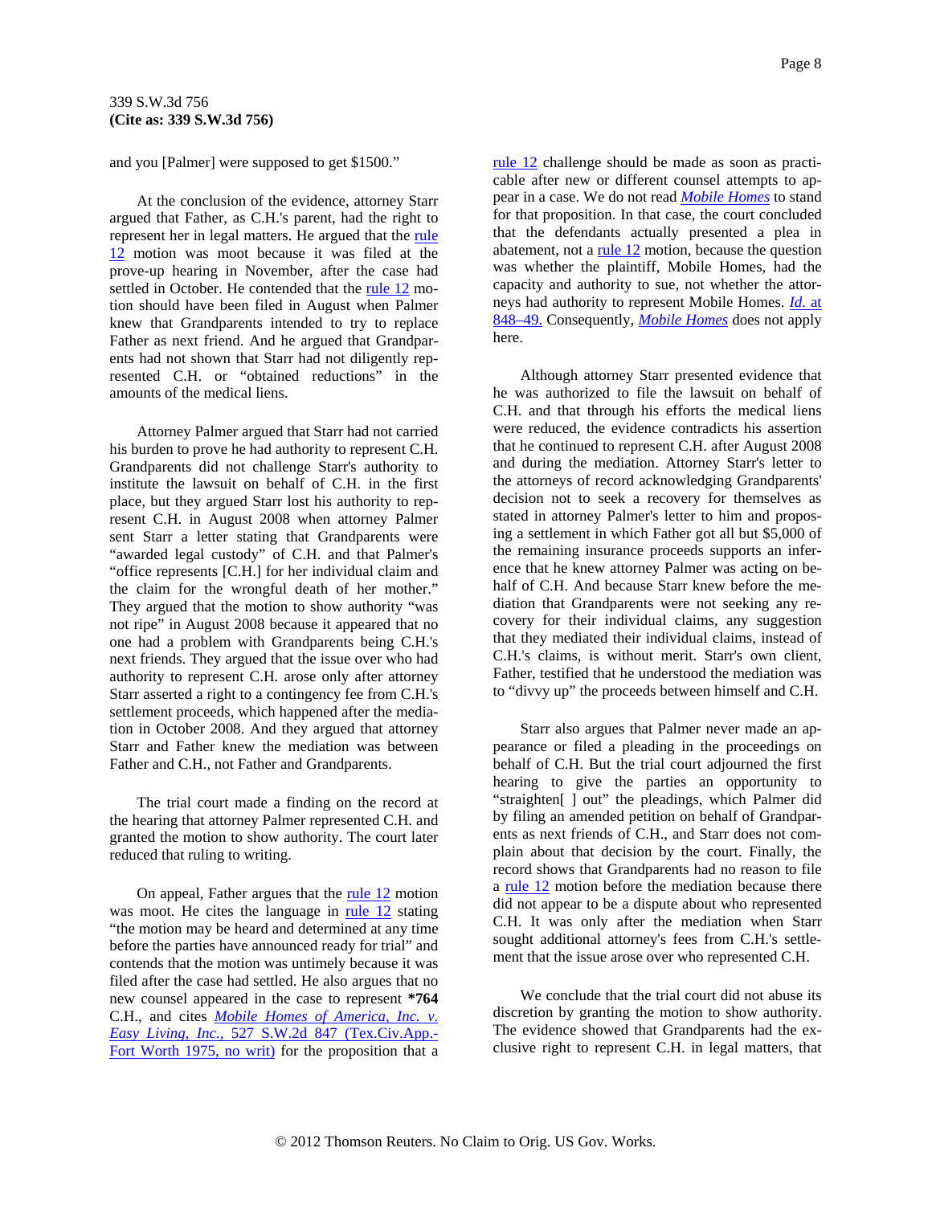and you [Palmer] were supposed to get $1500."

At the conclusion of the evidence, attorney Starr argued that Father, as C.H.'s parent, had the right to represent her in legal matters. He argued that the rule 12 motion was moot because it was filed at the prove-up hearing in November, after the case had settled in October. He contended that the rule 12 motion should have been filed in August when Palmer knew that Grandparents intended to try to replace Father as next friend. And he argued that Grandparents had not shown that Starr had not diligently represented C.H. or "obtained reductions" in the amounts of the medical liens.

Attorney Palmer argued that Starr had not carried his burden to prove he had authority to represent C.H. Grandparents did not challenge Starr's authority to institute the lawsuit on behalf of C.H. in the first place, but they argued Starr lost his authority to represent C.H. in August 2008 when attorney Palmer sent Starr a letter stating that Grandparents were "awarded legal custody" of C.H. and that Palmer's "office represents [C.H.] for her individual claim and the claim for the wrongful death of her mother." They argued that the motion to show authority "was not ripe" in August 2008 because it appeared that no one had a problem with Grandparents being C.H.'s next friends. They argued that the issue over who had authority to represent C.H. arose only after attorney Starr asserted a right to a contingency fee from C.H.'s settlement proceeds, which happened after the mediation in October 2008. And they argued that attorney Starr and Father knew the mediation was between Father and C.H., not Father and Grandparents.

The trial court made a finding on the record at the hearing that attorney Palmer represented C.H. and granted the motion to show authority. The court later reduced that ruling to writing.

On appeal, Father argues that the rule 12 motion was moot. He cites the language in rule 12 stating "the motion may be heard and determined at any time before the parties have announced ready for trial" and contends that the motion was untimely because it was filed after the case had settled. He also argues that no new counsel appeared in the case to represent **\*764** C.H., and cites *Mobile Homes of America, Inc. v. Easy Living, Inc.,* 527 S.W.2d 847 (Tex.Civ.App.-Fort Worth 1975, no writ) for the proposition that a rule 12 challenge should be made as soon as practicable after new or different counsel attempts to appear in a case. We do not read *Mobile Homes* to stand for that proposition. In that case, the court concluded that the defendants actually presented a plea in abatement, not a rule 12 motion, because the question was whether the plaintiff, Mobile Homes, had the capacity and authority to sue, not whether the attorneys had authority to represent Mobile Homes. *Id.* at 848–49. Consequently, *Mobile Homes* does not apply here.

Although attorney Starr presented evidence that he was authorized to file the lawsuit on behalf of C.H. and that through his efforts the medical liens were reduced, the evidence contradicts his assertion that he continued to represent C.H. after August 2008 and during the mediation. Attorney Starr's letter to the attorneys of record acknowledging Grandparents' decision not to seek a recovery for themselves as stated in attorney Palmer's letter to him and proposing a settlement in which Father got all but $5,000 of the remaining insurance proceeds supports an inference that he knew attorney Palmer was acting on behalf of C.H. And because Starr knew before the mediation that Grandparents were not seeking any recovery for their individual claims, any suggestion that they mediated their individual claims, instead of C.H.'s claims, is without merit. Starr's own client, Father, testified that he understood the mediation was to "divvy up" the proceeds between himself and C.H.

Starr also argues that Palmer never made an appearance or filed a pleading in the proceedings on behalf of C.H. But the trial court adjourned the first hearing to give the parties an opportunity to "straighten[ ] out" the pleadings, which Palmer did by filing an amended petition on behalf of Grandparents as next friends of C.H., and Starr does not complain about that decision by the court. Finally, the record shows that Grandparents had no reason to file a rule 12 motion before the mediation because there did not appear to be a dispute about who represented C.H. It was only after the mediation when Starr sought additional attorney's fees from C.H.'s settlement that the issue arose over who represented C.H.

We conclude that the trial court did not abuse its discretion by granting the motion to show authority. The evidence showed that Grandparents had the exclusive right to represent C.H. in legal matters, that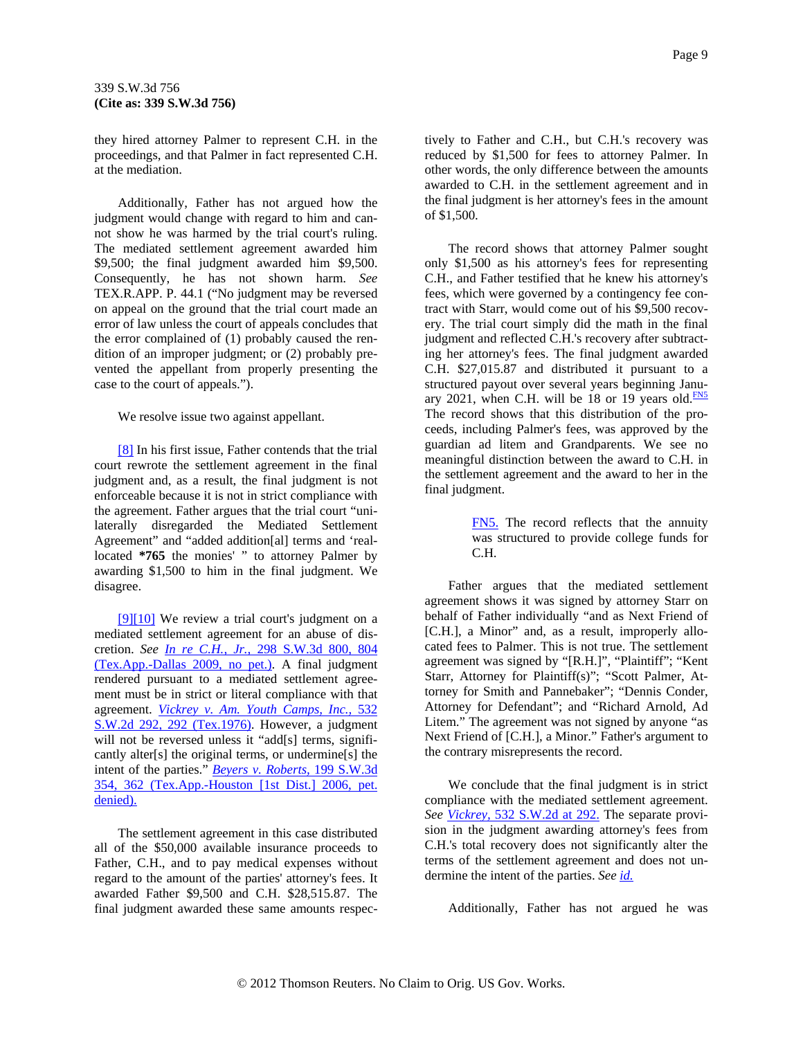they hired attorney Palmer to represent C.H. in the proceedings, and that Palmer in fact represented C.H. at the mediation.

Additionally, Father has not argued how the judgment would change with regard to him and cannot show he was harmed by the trial court's ruling. The mediated settlement agreement awarded him $9,500; the final judgment awarded him $9,500. Consequently, he has not shown harm. *See* TEX.R.APP. P. 44.1 ("No judgment may be reversed on appeal on the ground that the trial court made an error of law unless the court of appeals concludes that the error complained of (1) probably caused the rendition of an improper judgment; or (2) probably prevented the appellant from properly presenting the case to the court of appeals.").

We resolve issue two against appellant.

[8] In his first issue, Father contends that the trial court rewrote the settlement agreement in the final judgment and, as a result, the final judgment is not enforceable because it is not in strict compliance with the agreement. Father argues that the trial court "unilaterally disregarded the Mediated Settlement Agreement" and "added addition[al] terms and 'reallocated **\*765** the monies' " to attorney Palmer by awarding $1,500 to him in the final judgment. We disagree.

[9][10] We review a trial court's judgment on a mediated settlement agreement for an abuse of discretion. *See* *In re C.H., Jr.,* 298 S.W.3d 800, 804 (Tex.App.-Dallas 2009, no pet.). A final judgment rendered pursuant to a mediated settlement agreement must be in strict or literal compliance with that agreement. *Vickrey v. Am. Youth Camps, Inc.,* 532 S.W.2d 292, 292 (Tex.1976). However, a judgment will not be reversed unless it "add[s] terms, significantly alter[s] the original terms, or undermine[s] the intent of the parties." *Beyers v. Roberts,* 199 S.W.3d 354, 362 (Tex.App.-Houston [1st Dist.] 2006, pet. denied).

The settlement agreement in this case distributed all of the $50,000 available insurance proceeds to Father, C.H., and to pay medical expenses without regard to the amount of the parties' attorney's fees. It awarded Father $9,500 and C.H. $28,515.87. The final judgment awarded these same amounts respectively to Father and C.H., but C.H.'s recovery was reduced by $1,500 for fees to attorney Palmer. In other words, the only difference between the amounts awarded to C.H. in the settlement agreement and in the final judgment is her attorney's fees in the amount of $1,500.

The record shows that attorney Palmer sought only $1,500 as his attorney's fees for representing C.H., and Father testified that he knew his attorney's fees, which were governed by a contingency fee contract with Starr, would come out of his $9,500 recovery. The trial court simply did the math in the final judgment and reflected C.H.'s recovery after subtracting her attorney's fees. The final judgment awarded C.H. $27,015.87 and distributed it pursuant to a structured payout over several years beginning January 2021, when C.H. will be 18 or 19 years old.[FN5] The record shows that this distribution of the proceeds, including Palmer's fees, was approved by the guardian ad litem and Grandparents. We see no meaningful distinction between the award to C.H. in the settlement agreement and the award to her in the final judgment.

> FN5. The record reflects that the annuity was structured to provide college funds for C.H.

Father argues that the mediated settlement agreement shows it was signed by attorney Starr on behalf of Father individually "and as Next Friend of [C.H.], a Minor" and, as a result, improperly allocated fees to Palmer. This is not true. The settlement agreement was signed by "[R.H.]", "Plaintiff"; "Kent Starr, Attorney for Plaintiff(s)"; "Scott Palmer, Attorney for Smith and Pannebaker"; "Dennis Conder, Attorney for Defendant"; and "Richard Arnold, Ad Litem." The agreement was not signed by anyone "as Next Friend of [C.H.], a Minor." Father's argument to the contrary misrepresents the record.

We conclude that the final judgment is in strict compliance with the mediated settlement agreement. *See* *Vickrey,* 532 S.W.2d at 292. The separate provision in the judgment awarding attorney's fees from C.H.'s total recovery does not significantly alter the terms of the settlement agreement and does not undermine the intent of the parties. *See* *id.*

Additionally, Father has not argued he was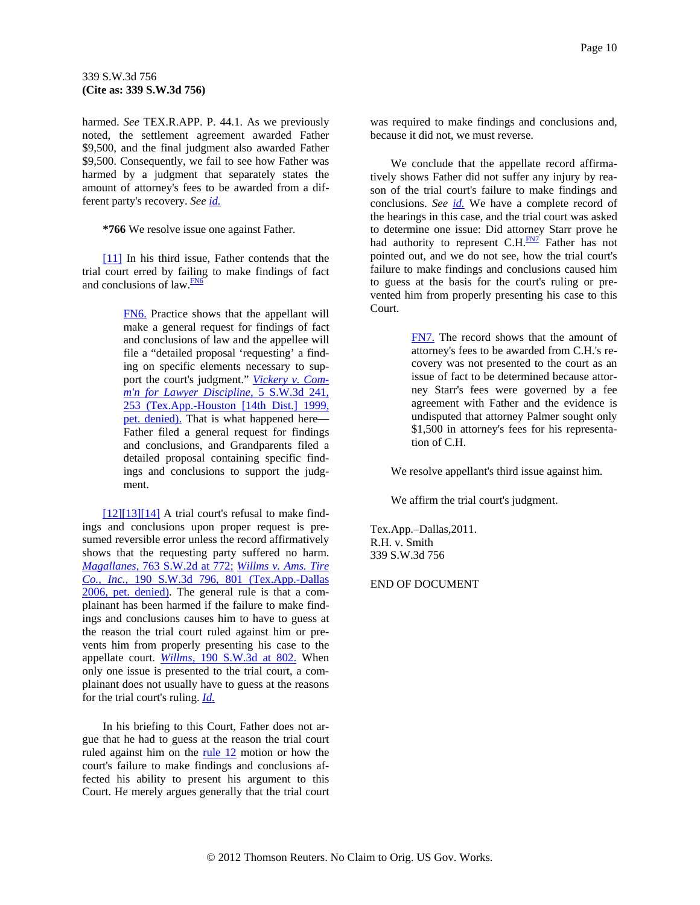harmed. *See* TEX.R.APP. P. 44.1. As we previously noted, the settlement agreement awarded Father $9,500, and the final judgment also awarded Father $9,500. Consequently, we fail to see how Father was harmed by a judgment that separately states the amount of attorney's fees to be awarded from a different party's recovery. *See id.*

**\*766** We resolve issue one against Father.

[11] In his third issue, Father contends that the trial court erred by failing to make findings of fact and conclusions of law.FN6

> FN6. Practice shows that the appellant will make a general request for findings of fact and conclusions of law and the appellee will file a "detailed proposal 'requesting' a finding on specific elements necessary to support the court's judgment." *Vickery v. Comm'n for Lawyer Discipline,* 5 S.W.3d 241, 253 (Tex.App.-Houston [14th Dist.] 1999, pet. denied). That is what happened here—Father filed a general request for findings and conclusions, and Grandparents filed a detailed proposal containing specific findings and conclusions to support the judgment.

[12][13][14] A trial court's refusal to make findings and conclusions upon proper request is presumed reversible error unless the record affirmatively shows that the requesting party suffered no harm. *Magallanes,* 763 S.W.2d at 772; *Willms v. Ams. Tire Co., Inc.,* 190 S.W.3d 796, 801 (Tex.App.-Dallas 2006, pet. denied). The general rule is that a complainant has been harmed if the failure to make findings and conclusions causes him to have to guess at the reason the trial court ruled against him or prevents him from properly presenting his case to the appellate court. *Willms,* 190 S.W.3d at 802. When only one issue is presented to the trial court, a complainant does not usually have to guess at the reasons for the trial court's ruling. *Id.*

In his briefing to this Court, Father does not argue that he had to guess at the reason the trial court ruled against him on the rule 12 motion or how the court's failure to make findings and conclusions affected his ability to present his argument to this Court. He merely argues generally that the trial court was required to make findings and conclusions and, because it did not, we must reverse.

We conclude that the appellate record affirmatively shows Father did not suffer any injury by reason of the trial court's failure to make findings and conclusions. *See id.* We have a complete record of the hearings in this case, and the trial court was asked to determine one issue: Did attorney Starr prove he had authority to represent C.H.FN7 Father has not pointed out, and we do not see, how the trial court's failure to make findings and conclusions caused him to guess at the basis for the court's ruling or prevented him from properly presenting his case to this Court.

> FN7. The record shows that the amount of attorney's fees to be awarded from C.H.'s recovery was not presented to the court as an issue of fact to be determined because attorney Starr's fees were governed by a fee agreement with Father and the evidence is undisputed that attorney Palmer sought only $1,500 in attorney's fees for his representation of C.H.

We resolve appellant's third issue against him.

We affirm the trial court's judgment.

Tex.App.–Dallas,2011.
R.H. v. Smith
339 S.W.3d 756

END OF DOCUMENT